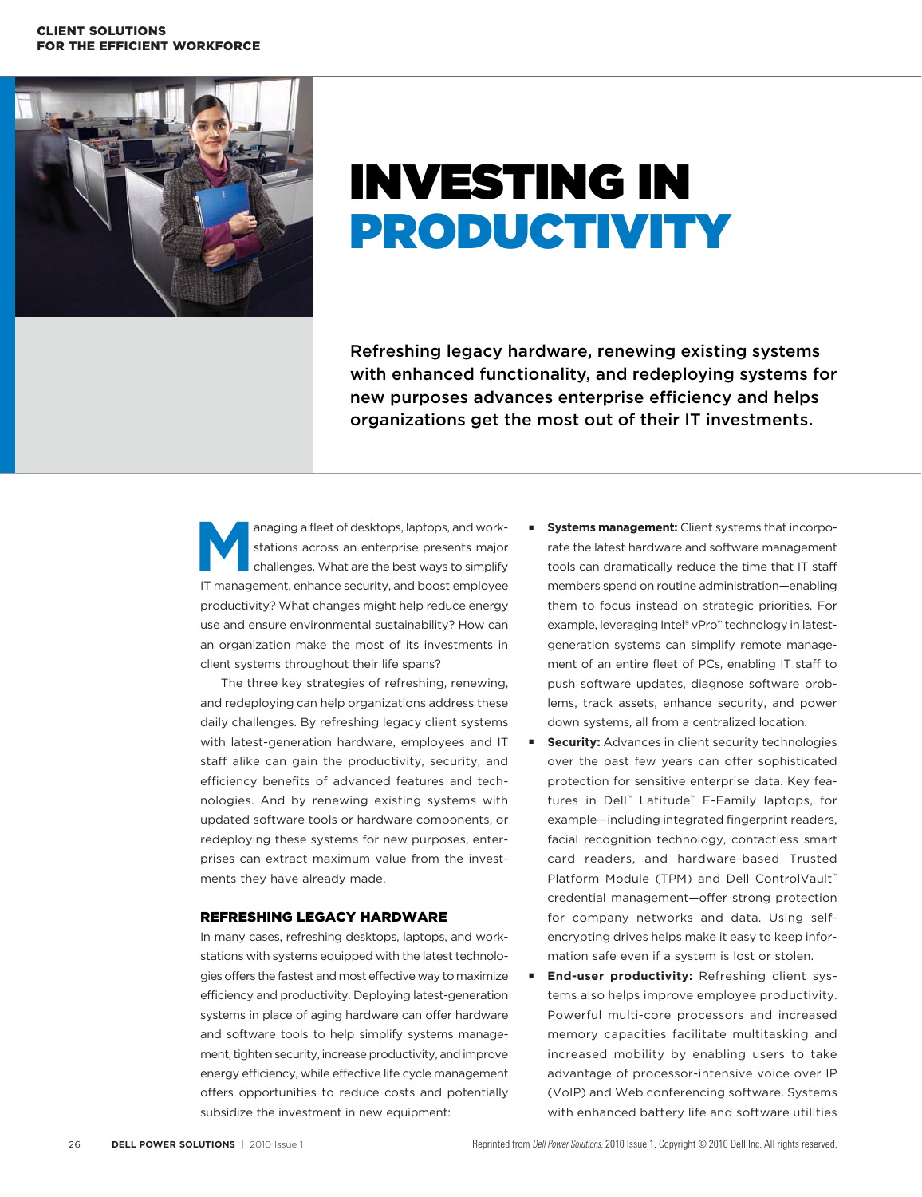CLIENT SOLUTIONS
FOR THE EFFICIENT WORKFORCE

# INVESTING IN PRODUCTIVITY

**Refreshing legacy hardware, renewing existing systems with enhanced functionality, and redeploying systems for new purposes advances enterprise efficiency and helps organizations get the most out of their IT investments.**

Managing a fleet of desktops, laptops, and workstations across an enterprise presents major challenges. What are the best ways to simplify IT management, enhance security, and boost employee productivity? What changes might help reduce energy use and ensure environmental sustainability? How can an organization make the most of its investments in client systems throughout their life spans?

The three key strategies of refreshing, renewing, and redeploying can help organizations address these daily challenges. By refreshing legacy client systems with latest-generation hardware, employees and IT staff alike can gain the productivity, security, and efficiency benefits of advanced features and technologies. And by renewing existing systems with updated software tools or hardware components, or redeploying these systems for new purposes, enterprises can extract maximum value from the investments they have already made.

## REFRESHING LEGACY HARDWARE

In many cases, refreshing desktops, laptops, and workstations with systems equipped with the latest technologies offers the fastest and most effective way to maximize efficiency and productivity. Deploying latest-generation systems in place of aging hardware can offer hardware and software tools to help simplify systems management, tighten security, increase productivity, and improve energy efficiency, while effective life cycle management offers opportunities to reduce costs and potentially subsidize the investment in new equipment:

- **Systems management:** Client systems that incorporate the latest hardware and software management tools can dramatically reduce the time that IT staff members spend on routine administration—enabling them to focus instead on strategic priorities. For example, leveraging Intel® vPro™ technology in latest-generation systems can simplify remote management of an entire fleet of PCs, enabling IT staff to push software updates, diagnose software problems, track assets, enhance security, and power down systems, all from a centralized location.
- **Security:** Advances in client security technologies over the past few years can offer sophisticated protection for sensitive enterprise data. Key features in Dell™ Latitude™ E-Family laptops, for example—including integrated fingerprint readers, facial recognition technology, contactless smart card readers, and hardware-based Trusted Platform Module (TPM) and Dell ControlVault™ credential management—offer strong protection for company networks and data. Using self-encrypting drives helps make it easy to keep information safe even if a system is lost or stolen.
- **End-user productivity:** Refreshing client systems also helps improve employee productivity. Powerful multi-core processors and increased memory capacities facilitate multitasking and increased mobility by enabling users to take advantage of processor-intensive voice over IP (VoIP) and Web conferencing software. Systems with enhanced battery life and software utilities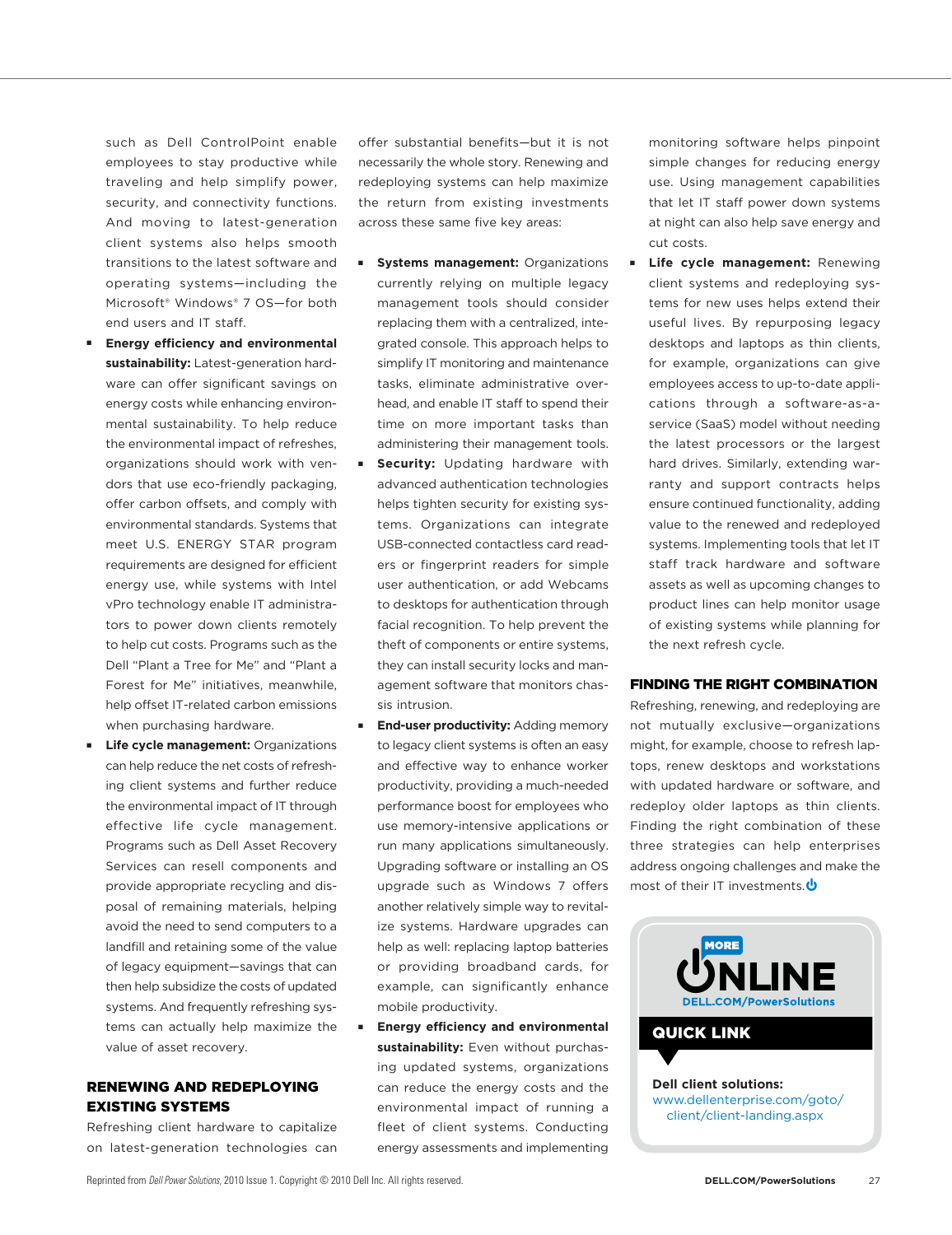such as Dell ControlPoint enable employees to stay productive while traveling and help simplify power, security, and connectivity functions. And moving to latest-generation client systems also helps smooth transitions to the latest software and operating systems—including the Microsoft® Windows® 7 OS—for both end users and IT staff.

- **Energy efficiency and environmental sustainability:** Latest-generation hardware can offer significant savings on energy costs while enhancing environmental sustainability. To help reduce the environmental impact of refreshes, organizations should work with vendors that use eco-friendly packaging, offer carbon offsets, and comply with environmental standards. Systems that meet U.S. ENERGY STAR program requirements are designed for efficient energy use, while systems with Intel vPro technology enable IT administrators to power down clients remotely to help cut costs. Programs such as the Dell "Plant a Tree for Me" and "Plant a Forest for Me" initiatives, meanwhile, help offset IT-related carbon emissions when purchasing hardware.
- **Life cycle management:** Organizations can help reduce the net costs of refreshing client systems and further reduce the environmental impact of IT through effective life cycle management. Programs such as Dell Asset Recovery Services can resell components and provide appropriate recycling and disposal of remaining materials, helping avoid the need to send computers to a landfill and retaining some of the value of legacy equipment—savings that can then help subsidize the costs of updated systems. And frequently refreshing systems can actually help maximize the value of asset recovery.

## RENEWING AND REDEPLOYING EXISTING SYSTEMS

Refreshing client hardware to capitalize on latest-generation technologies can offer substantial benefits—but it is not necessarily the whole story. Renewing and redeploying systems can help maximize the return from existing investments across these same five key areas:

- **Systems management:** Organizations currently relying on multiple legacy management tools should consider replacing them with a centralized, integrated console. This approach helps to simplify IT monitoring and maintenance tasks, eliminate administrative overhead, and enable IT staff to spend their time on more important tasks than administering their management tools.
- **Security:** Updating hardware with advanced authentication technologies helps tighten security for existing systems. Organizations can integrate USB-connected contactless card readers or fingerprint readers for simple user authentication, or add Webcams to desktops for authentication through facial recognition. To help prevent the theft of components or entire systems, they can install security locks and management software that monitors chassis intrusion.
- **End-user productivity:** Adding memory to legacy client systems is often an easy and effective way to enhance worker productivity, providing a much-needed performance boost for employees who use memory-intensive applications or run many applications simultaneously. Upgrading software or installing an OS upgrade such as Windows 7 offers another relatively simple way to revitalize systems. Hardware upgrades can help as well: replacing laptop batteries or providing broadband cards, for example, can significantly enhance mobile productivity.
- **Energy efficiency and environmental sustainability:** Even without purchasing updated systems, organizations can reduce the energy costs and the environmental impact of running a fleet of client systems. Conducting energy assessments and implementing monitoring software helps pinpoint simple changes for reducing energy use. Using management capabilities that let IT staff power down systems at night can also help save energy and cut costs.
- **Life cycle management:** Renewing client systems and redeploying systems for new uses helps extend their useful lives. By repurposing legacy desktops and laptops as thin clients, for example, organizations can give employees access to up-to-date applications through a software-as-a-service (SaaS) model without needing the latest processors or the largest hard drives. Similarly, extending warranty and support contracts helps ensure continued functionality, adding value to the renewed and redeployed systems. Implementing tools that let IT staff track hardware and software assets as well as upcoming changes to product lines can help monitor usage of existing systems while planning for the next refresh cycle.

## FINDING THE RIGHT COMBINATION

Refreshing, renewing, and redeploying are not mutually exclusive—organizations might, for example, choose to refresh laptops, renew desktops and workstations with updated hardware or software, and redeploy older laptops as thin clients. Finding the right combination of these three strategies can help enterprises address ongoing challenges and make the most of their IT investments.

MORE ONLINE
DELL.COM/PowerSolutions

**QUICK LINK**

**Dell client solutions:**
www.dellenterprise.com/goto/client/client-landing.aspx

Reprinted from *Dell Power Solutions*, 2010 Issue 1. Copyright © 2010 Dell Inc. All rights reserved.